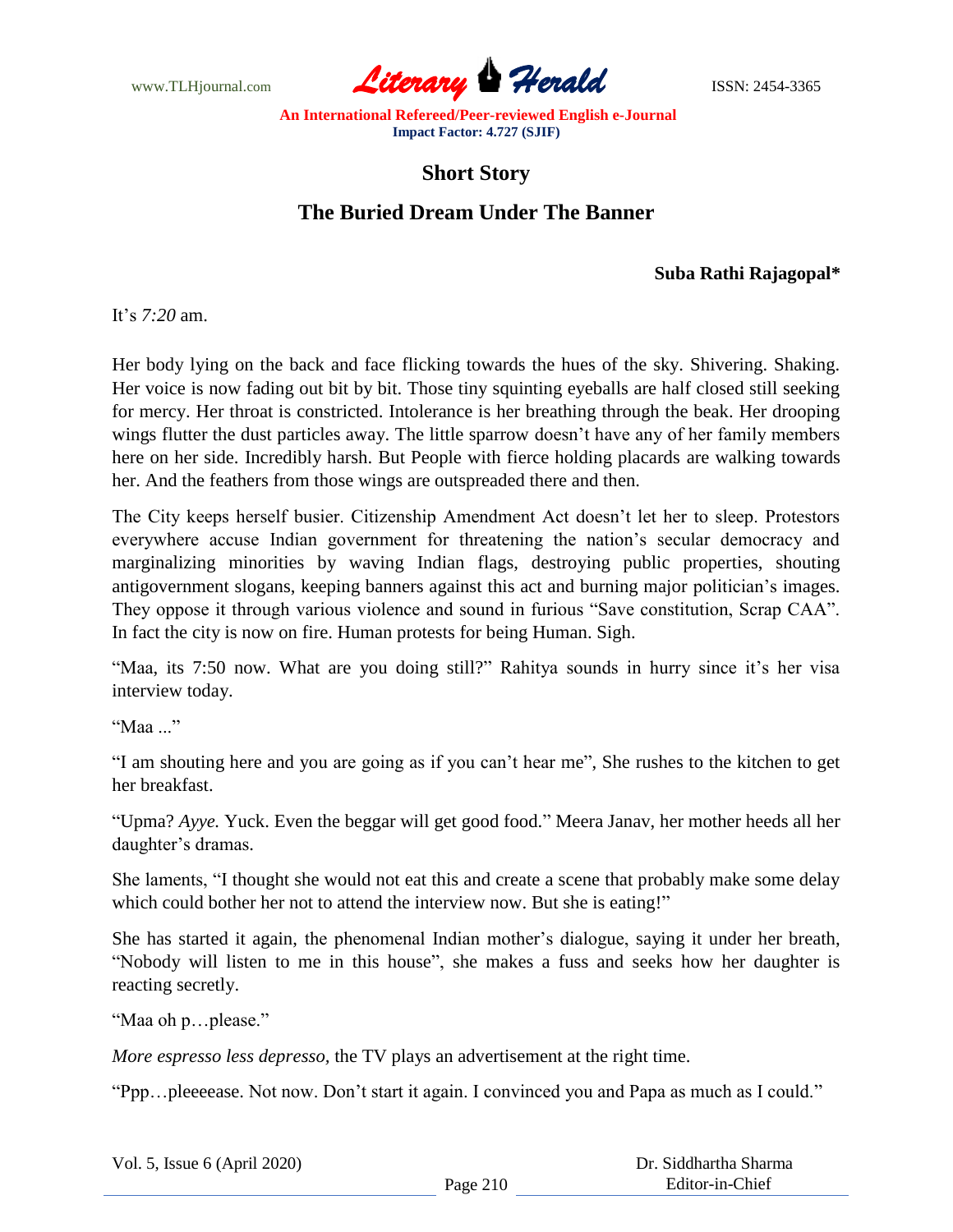## Short Story

# The Buried Dream Under The Banner

**Suba Rathi Rajagopal***

It's *7:20* am.

Her body lying on the back and face flicking towards the hues of the sky. Shivering. Shaking. Her voice is now fading out bit by bit. Those tiny squinting eyeballs are half closed still seeking for mercy. Her throat is constricted. Intolerance is her breathing through the beak. Her drooping wings flutter the dust particles away. The little sparrow doesn't have any of her family members here on her side. Incredibly harsh. But People with fierce holding placards are walking towards her. And the feathers from those wings are outspreaded there and then.

The City keeps herself busier. Citizenship Amendment Act doesn't let her to sleep. Protestors everywhere accuse Indian government for threatening the nation's secular democracy and marginalizing minorities by waving Indian flags, destroying public properties, shouting antigovernment slogans, keeping banners against this act and burning major politician's images. They oppose it through various violence and sound in furious "Save constitution, Scrap CAA". In fact the city is now on fire. Human protests for being Human. Sigh.

"Maa, its 7:50 now. What are you doing still?" Rahitya sounds in hurry since it's her visa interview today.

"Maa ..."

"I am shouting here and you are going as if you can't hear me", She rushes to the kitchen to get her breakfast.

"Upma? *Ayye.* Yuck. Even the beggar will get good food." Meera Janav, her mother heeds all her daughter's dramas.

She laments, "I thought she would not eat this and create a scene that probably make some delay which could bother her not to attend the interview now. But she is eating!"

She has started it again, the phenomenal Indian mother's dialogue, saying it under her breath, "Nobody will listen to me in this house", she makes a fuss and seeks how her daughter is reacting secretly.

"Maa oh p…please."

*More espresso less depresso,* the TV plays an advertisement at the right time.

"Ppp…pleeeease. Not now. Don't start it again. I convinced you and Papa as much as I could."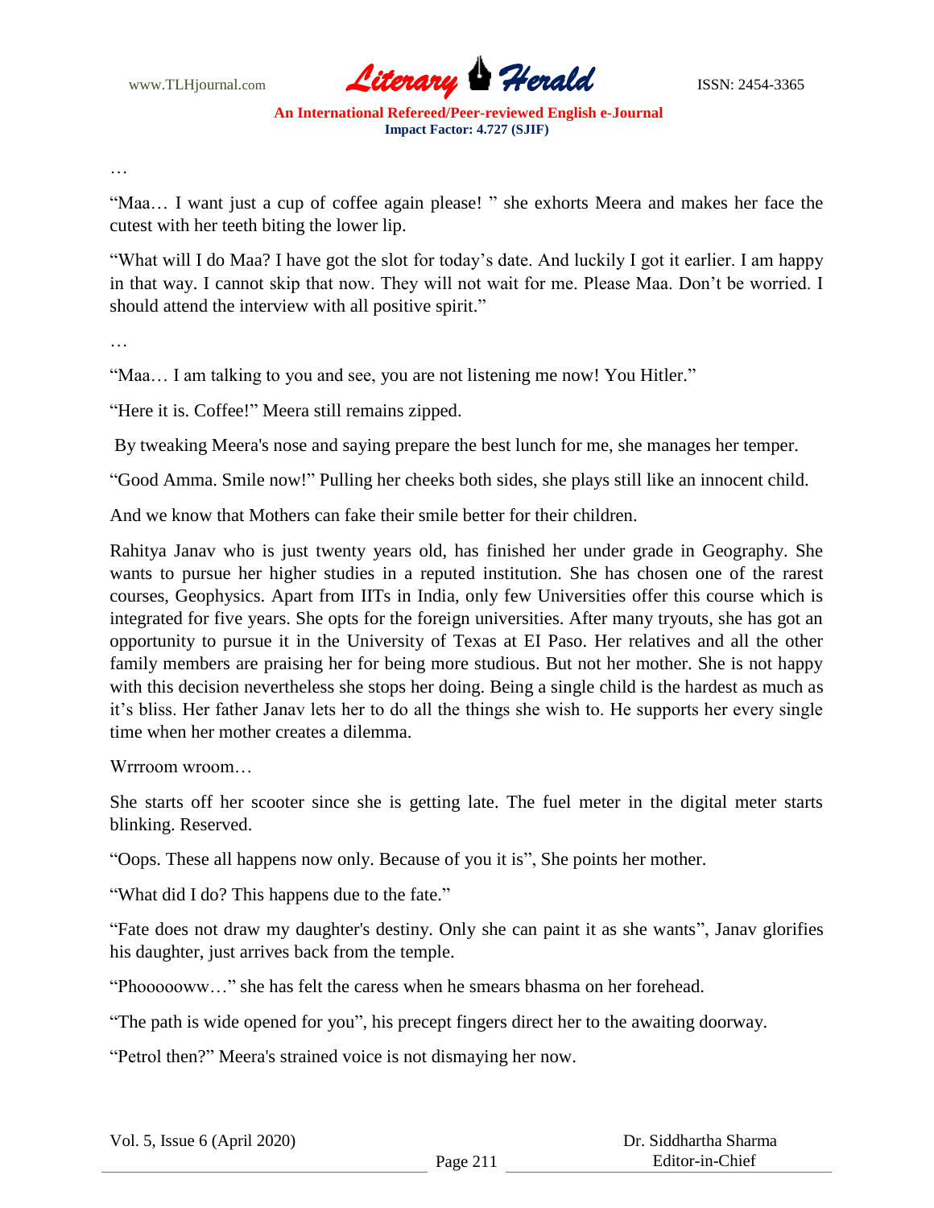…

"Maa… I want just a cup of coffee again please! " she exhorts Meera and makes her face the cutest with her teeth biting the lower lip.

"What will I do Maa? I have got the slot for today's date. And luckily I got it earlier. I am happy in that way. I cannot skip that now. They will not wait for me. Please Maa. Don't be worried. I should attend the interview with all positive spirit."

…

"Maa… I am talking to you and see, you are not listening me now! You Hitler."

"Here it is. Coffee!" Meera still remains zipped.

By tweaking Meera's nose and saying prepare the best lunch for me, she manages her temper.

"Good Amma. Smile now!" Pulling her cheeks both sides, she plays still like an innocent child.

And we know that Mothers can fake their smile better for their children.

Rahitya Janav who is just twenty years old, has finished her under grade in Geography. She wants to pursue her higher studies in a reputed institution. She has chosen one of the rarest courses, Geophysics. Apart from IITs in India, only few Universities offer this course which is integrated for five years. She opts for the foreign universities. After many tryouts, she has got an opportunity to pursue it in the University of Texas at EI Paso. Her relatives and all the other family members are praising her for being more studious. But not her mother. She is not happy with this decision nevertheless she stops her doing. Being a single child is the hardest as much as it's bliss. Her father Janav lets her to do all the things she wish to. He supports her every single time when her mother creates a dilemma.

Wrrroom wroom…

She starts off her scooter since she is getting late. The fuel meter in the digital meter starts blinking. Reserved.

"Oops. These all happens now only. Because of you it is", She points her mother.

"What did I do? This happens due to the fate."

"Fate does not draw my daughter's destiny. Only she can paint it as she wants", Janav glorifies his daughter, just arrives back from the temple.

"Phooooow…" she has felt the caress when he smears bhasma on her forehead.

"The path is wide opened for you", his precept fingers direct her to the awaiting doorway.

"Petrol then?" Meera's strained voice is not dismaying her now.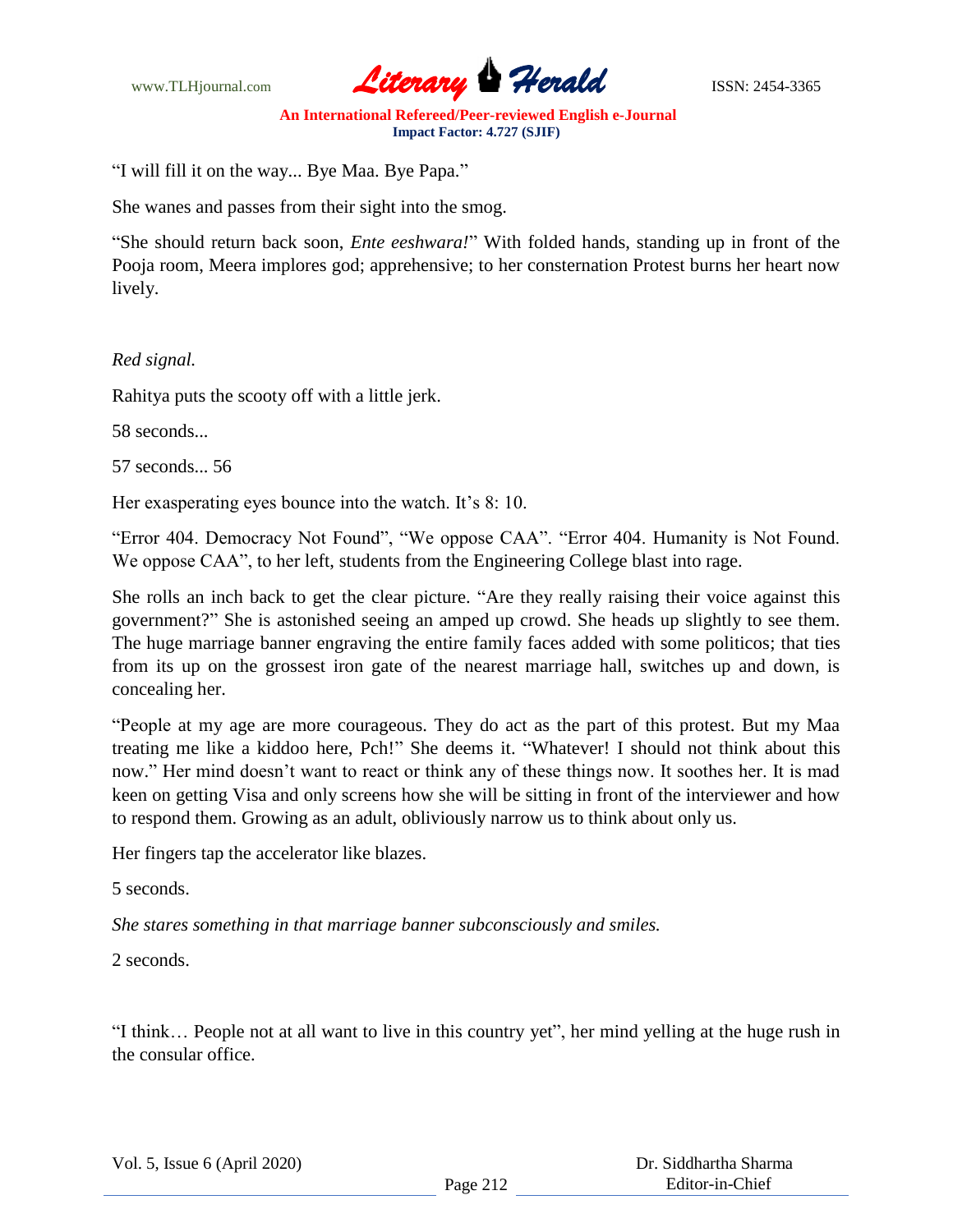“I will fill it on the way... Bye Maa. Bye Papa.”

She wanes and passes from their sight into the smog.

“She should return back soon, *Ente eeshwara!*” With folded hands, standing up in front of the Pooja room, Meera implores god; apprehensive; to her consternation Protest burns her heart now lively.

*Red signal.*

Rahitya puts the scooty off with a little jerk.

58 seconds...

57 seconds... 56

Her exasperating eyes bounce into the watch. It’s 8: 10.

“Error 404. Democracy Not Found”, “We oppose CAA”. “Error 404. Humanity is Not Found. We oppose CAA”, to her left, students from the Engineering College blast into rage.

She rolls an inch back to get the clear picture. “Are they really raising their voice against this government?” She is astonished seeing an amped up crowd. She heads up slightly to see them. The huge marriage banner engraving the entire family faces added with some politicos; that ties from its up on the grossest iron gate of the nearest marriage hall, switches up and down, is concealing her.

“People at my age are more courageous. They do act as the part of this protest. But my Maa treating me like a kiddoo here, Pch!” She deems it. “Whatever! I should not think about this now.” Her mind doesn’t want to react or think any of these things now. It soothes her. It is mad keen on getting Visa and only screens how she will be sitting in front of the interviewer and how to respond them. Growing as an adult, obliviously narrow us to think about only us.

Her fingers tap the accelerator like blazes.

5 seconds.

*She stares something in that marriage banner subconsciously and smiles.*

2 seconds.

“I think… People not at all want to live in this country yet”, her mind yelling at the huge rush in the consular office.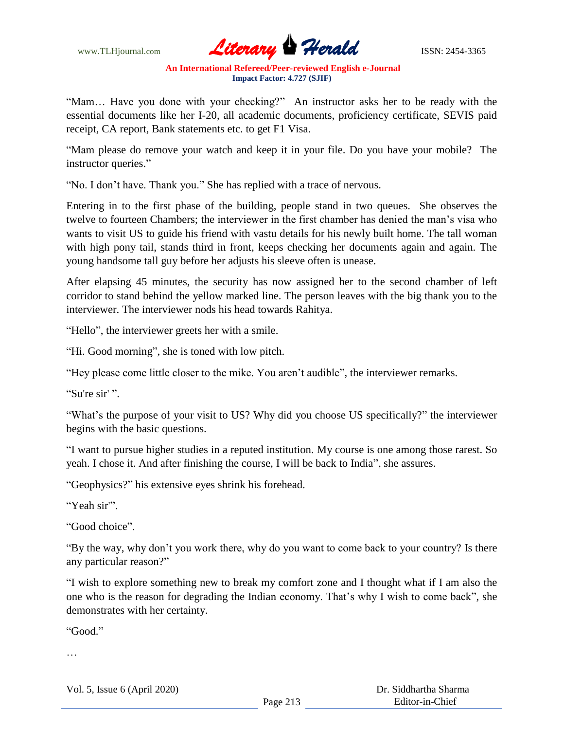"Mam… Have you done with your checking?" An instructor asks her to be ready with the essential documents like her I-20, all academic documents, proficiency certificate, SEVIS paid receipt, CA report, Bank statements etc. to get F1 Visa.

"Mam please do remove your watch and keep it in your file. Do you have your mobile? The instructor queries."

"No. I don't have. Thank you." She has replied with a trace of nervous.

Entering in to the first phase of the building, people stand in two queues. She observes the twelve to fourteen Chambers; the interviewer in the first chamber has denied the man's visa who wants to visit US to guide his friend with vastu details for his newly built home. The tall woman with high pony tail, stands third in front, keeps checking her documents again and again. The young handsome tall guy before her adjusts his sleeve often is unease.

After elapsing 45 minutes, the security has now assigned her to the second chamber of left corridor to stand behind the yellow marked line. The person leaves with the big thank you to the interviewer. The interviewer nods his head towards Rahitya.

"Hello", the interviewer greets her with a smile.

"Hi. Good morning", she is toned with low pitch.

"Hey please come little closer to the mike. You aren't audible", the interviewer remarks.

"Su're sir' ".

"What's the purpose of your visit to US? Why did you choose US specifically?" the interviewer begins with the basic questions.

"I want to pursue higher studies in a reputed institution. My course is one among those rarest. So yeah. I chose it. And after finishing the course, I will be back to India", she assures.

"Geophysics?" his extensive eyes shrink his forehead.

"Yeah sir'".

"Good choice".

"By the way, why don't you work there, why do you want to come back to your country? Is there any particular reason?"

"I wish to explore something new to break my comfort zone and I thought what if I am also the one who is the reason for degrading the Indian economy. That's why I wish to come back", she demonstrates with her certainty.

"Good."

…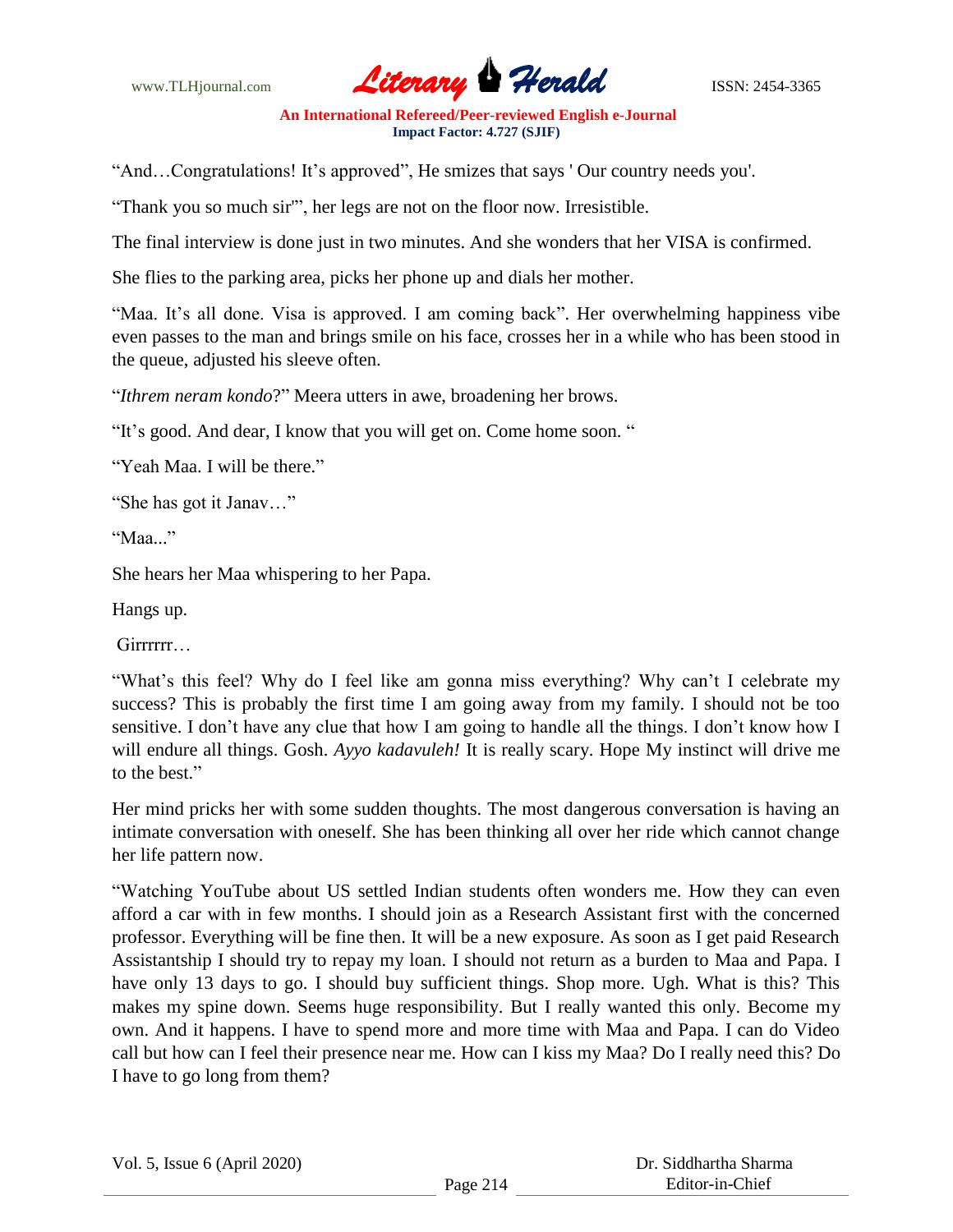“And…Congratulations! It’s approved”, He smizes that says ' Our country needs you'.

“Thank you so much sir'”, her legs are not on the floor now. Irresistible.

The final interview is done just in two minutes. And she wonders that her VISA is confirmed.

She flies to the parking area, picks her phone up and dials her mother.

“Maa. It’s all done. Visa is approved. I am coming back”. Her overwhelming happiness vibe even passes to the man and brings smile on his face, crosses her in a while who has been stood in the queue, adjusted his sleeve often.

“*Ithrem neram kondo*?” Meera utters in awe, broadening her brows.

“It’s good. And dear, I know that you will get on. Come home soon. “

“Yeah Maa. I will be there.”

“She has got it Janav…”

“Maa...”

She hears her Maa whispering to her Papa.

Hangs up.

Girrrrrr…

“What’s this feel? Why do I feel like am gonna miss everything? Why can’t I celebrate my success? This is probably the first time I am going away from my family. I should not be too sensitive. I don’t have any clue that how I am going to handle all the things. I don’t know how I will endure all things. Gosh. *Ayyo kadavuleh!* It is really scary. Hope My instinct will drive me to the best.”

Her mind pricks her with some sudden thoughts. The most dangerous conversation is having an intimate conversation with oneself. She has been thinking all over her ride which cannot change her life pattern now.

“Watching YouTube about US settled Indian students often wonders me. How they can even afford a car with in few months. I should join as a Research Assistant first with the concerned professor. Everything will be fine then. It will be a new exposure. As soon as I get paid Research Assistantship I should try to repay my loan. I should not return as a burden to Maa and Papa. I have only 13 days to go. I should buy sufficient things. Shop more. Ugh. What is this? This makes my spine down. Seems huge responsibility. But I really wanted this only. Become my own. And it happens. I have to spend more and more time with Maa and Papa. I can do Video call but how can I feel their presence near me. How can I kiss my Maa? Do I really need this? Do I have to go long from them?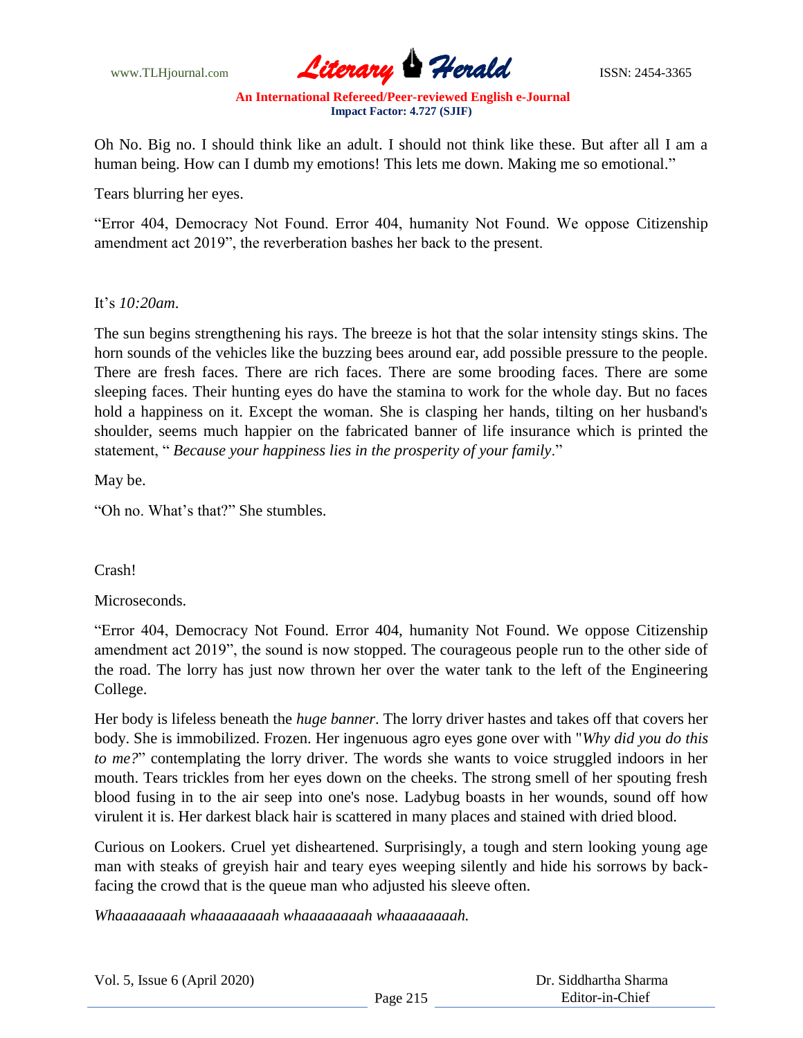Oh No. Big no. I should think like an adult. I should not think like these. But after all I am a human being. How can I dumb my emotions! This lets me down. Making me so emotional."

Tears blurring her eyes.

"Error 404, Democracy Not Found. Error 404, humanity Not Found. We oppose Citizenship amendment act 2019", the reverberation bashes her back to the present.

It's *10:20am*.

The sun begins strengthening his rays. The breeze is hot that the solar intensity stings skins. The horn sounds of the vehicles like the buzzing bees around ear, add possible pressure to the people. There are fresh faces. There are rich faces. There are some brooding faces. There are some sleeping faces. Their hunting eyes do have the stamina to work for the whole day. But no faces hold a happiness on it. Except the woman. She is clasping her hands, tilting on her husband's shoulder, seems much happier on the fabricated banner of life insurance which is printed the statement, " *Because your happiness lies in the prosperity of your family*."

May be.

"Oh no. What's that?" She stumbles.

Crash!

Microseconds.

"Error 404, Democracy Not Found. Error 404, humanity Not Found. We oppose Citizenship amendment act 2019", the sound is now stopped. The courageous people run to the other side of the road. The lorry has just now thrown her over the water tank to the left of the Engineering College.

Her body is lifeless beneath the *huge banner*. The lorry driver hastes and takes off that covers her body. She is immobilized. Frozen. Her ingenuous agro eyes gone over with "*Why did you do this to me?*" contemplating the lorry driver. The words she wants to voice struggled indoors in her mouth. Tears trickles from her eyes down on the cheeks. The strong smell of her spouting fresh blood fusing in to the air seep into one's nose. Ladybug boasts in her wounds, sound off how virulent it is. Her darkest black hair is scattered in many places and stained with dried blood.

Curious on Lookers. Cruel yet disheartened. Surprisingly, a tough and stern looking young age man with steaks of greyish hair and teary eyes weeping silently and hide his sorrows by back-facing the crowd that is the queue man who adjusted his sleeve often.

*Whaaaaaaaah whaaaaaaaah whaaaaaaaah whaaaaaaaah.*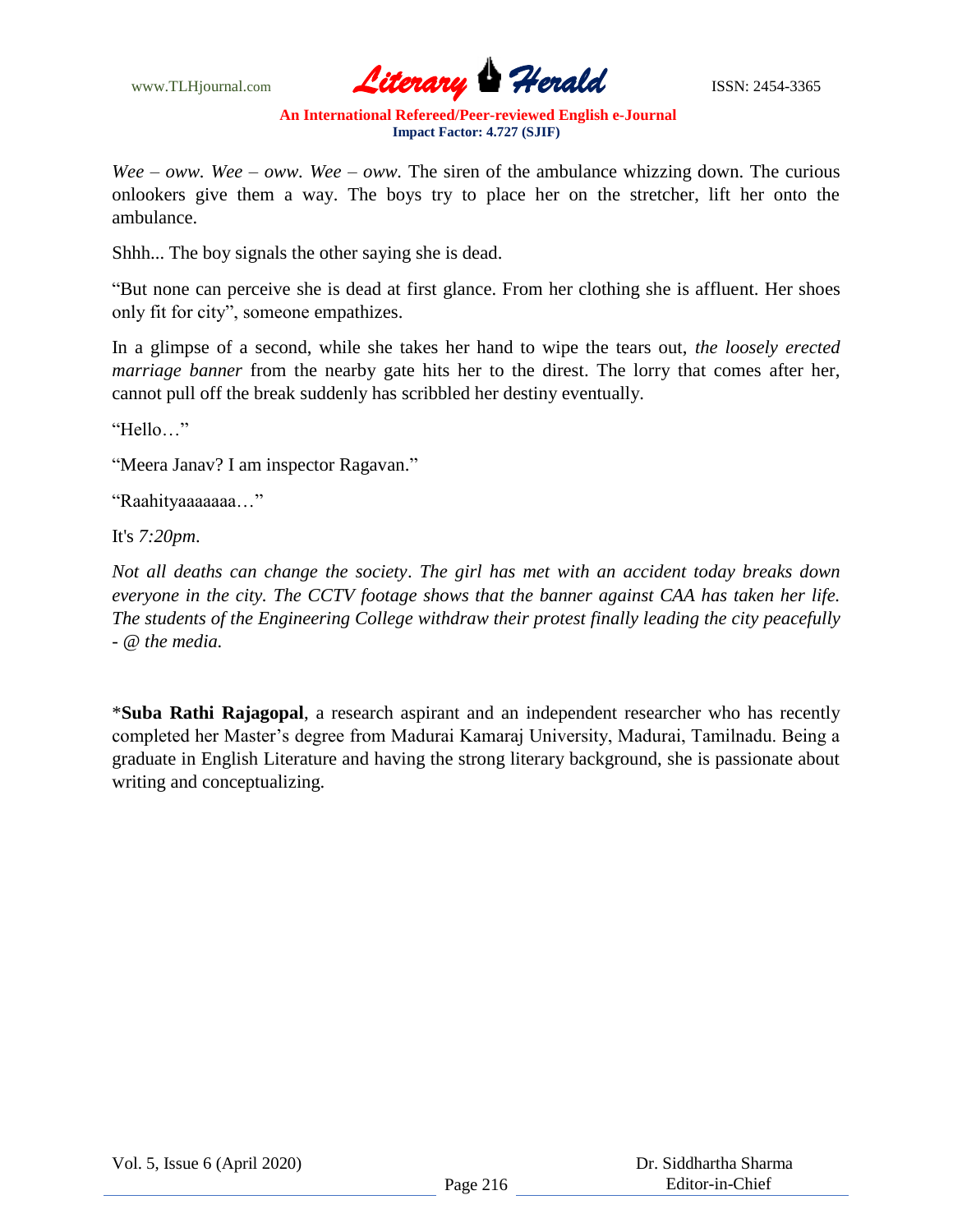*Wee – oww. Wee – oww. Wee – oww.* The siren of the ambulance whizzing down. The curious onlookers give them a way. The boys try to place her on the stretcher, lift her onto the ambulance.

Shhh... The boy signals the other saying she is dead.

"But none can perceive she is dead at first glance. From her clothing she is affluent. Her shoes only fit for city", someone empathizes.

In a glimpse of a second, while she takes her hand to wipe the tears out, *the loosely erected marriage banner* from the nearby gate hits her to the direst. The lorry that comes after her, cannot pull off the break suddenly has scribbled her destiny eventually.

"Hello…"

"Meera Janav? I am inspector Ragavan."

"Raahityaaaaaaa…"

It's *7:20pm*.

*Not all deaths can change the society. The girl has met with an accident today breaks down everyone in the city. The CCTV footage shows that the banner against CAA has taken her life. The students of the Engineering College withdraw their protest finally leading the city peacefully - @ the media.*

*__Suba Rathi Rajagopal__, a research aspirant and an independent researcher who has recently completed her Master's degree from Madurai Kamaraj University, Madurai, Tamilnadu. Being a graduate in English Literature and having the strong literary background, she is passionate about writing and conceptualizing.